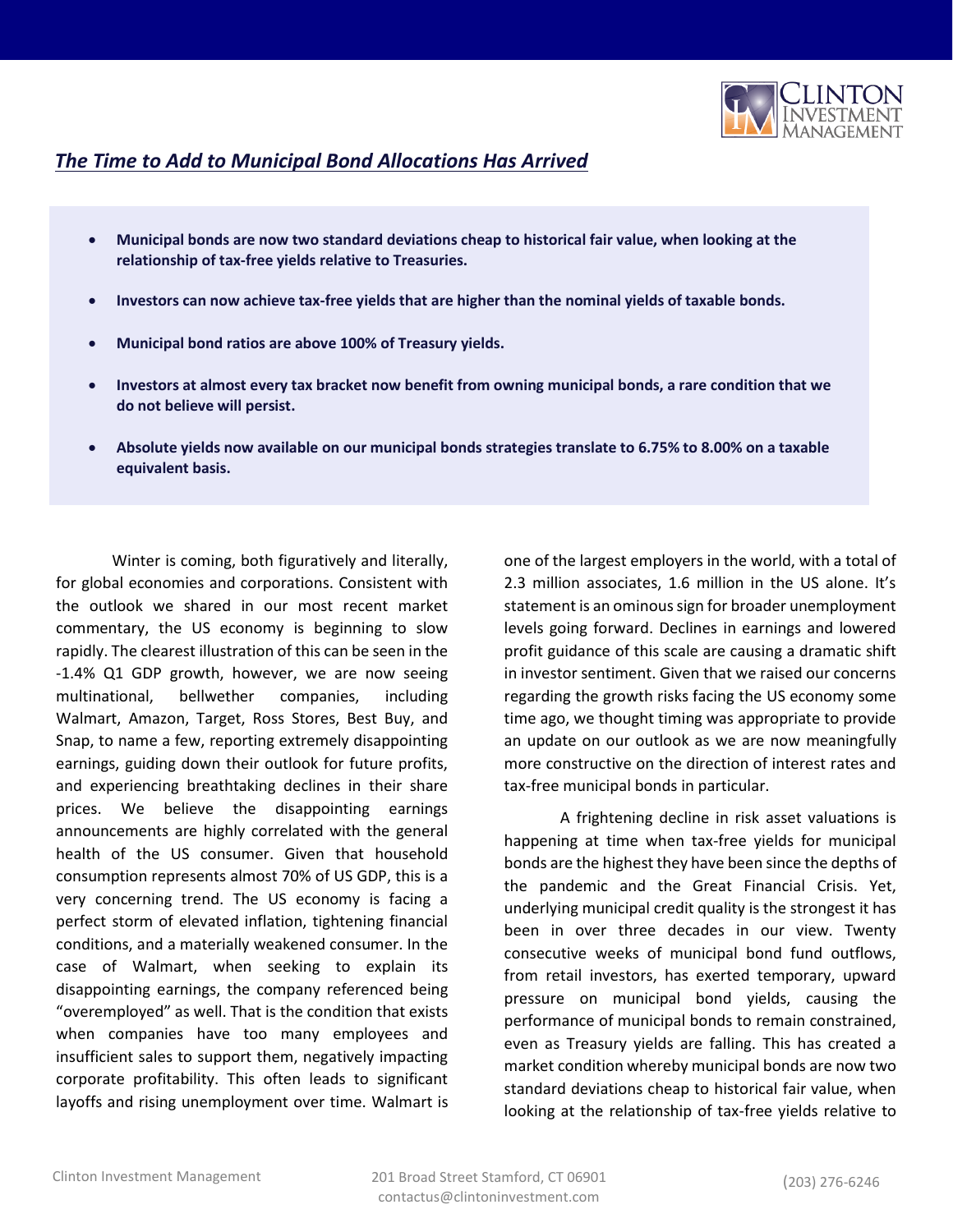## ***The Time to Add to Municipal Bond Allocations Has Arrived***

- **Municipal bonds are now two standard deviations cheap to historical fair value, when looking at the relationship of tax-free yields relative to Treasuries.**
- **Investors can now achieve tax-free yields that are higher than the nominal yields of taxable bonds.**
- **Municipal bond ratios are above 100% of Treasury yields.**
- **Investors at almost every tax bracket now benefit from owning municipal bonds, a rare condition that we do not believe will persist.**
- **Absolute yields now available on our municipal bonds strategies translate to 6.75% to 8.00% on a taxable equivalent basis.**

Winter is coming, both figuratively and literally, for global economies and corporations. Consistent with the outlook we shared in our most recent market commentary, the US economy is beginning to slow rapidly. The clearest illustration of this can be seen in the -1.4% Q1 GDP growth, however, we are now seeing multinational, bellwether companies, including Walmart, Amazon, Target, Ross Stores, Best Buy, and Snap, to name a few, reporting extremely disappointing earnings, guiding down their outlook for future profits, and experiencing breathtaking declines in their share prices. We believe the disappointing earnings announcements are highly correlated with the general health of the US consumer. Given that household consumption represents almost 70% of US GDP, this is a very concerning trend. The US economy is facing a perfect storm of elevated inflation, tightening financial conditions, and a materially weakened consumer. In the case of Walmart, when seeking to explain its disappointing earnings, the company referenced being "overemployed" as well. That is the condition that exists when companies have too many employees and insufficient sales to support them, negatively impacting corporate profitability. This often leads to significant layoffs and rising unemployment over time. Walmart is one of the largest employers in the world, with a total of 2.3 million associates, 1.6 million in the US alone. It's statement is an ominous sign for broader unemployment levels going forward. Declines in earnings and lowered profit guidance of this scale are causing a dramatic shift in investor sentiment. Given that we raised our concerns regarding the growth risks facing the US economy some time ago, we thought timing was appropriate to provide an update on our outlook as we are now meaningfully more constructive on the direction of interest rates and tax-free municipal bonds in particular.

A frightening decline in risk asset valuations is happening at time when tax-free yields for municipal bonds are the highest they have been since the depths of the pandemic and the Great Financial Crisis. Yet, underlying municipal credit quality is the strongest it has been in over three decades in our view. Twenty consecutive weeks of municipal bond fund outflows, from retail investors, has exerted temporary, upward pressure on municipal bond yields, causing the performance of municipal bonds to remain constrained, even as Treasury yields are falling. This has created a market condition whereby municipal bonds are now two standard deviations cheap to historical fair value, when looking at the relationship of tax-free yields relative to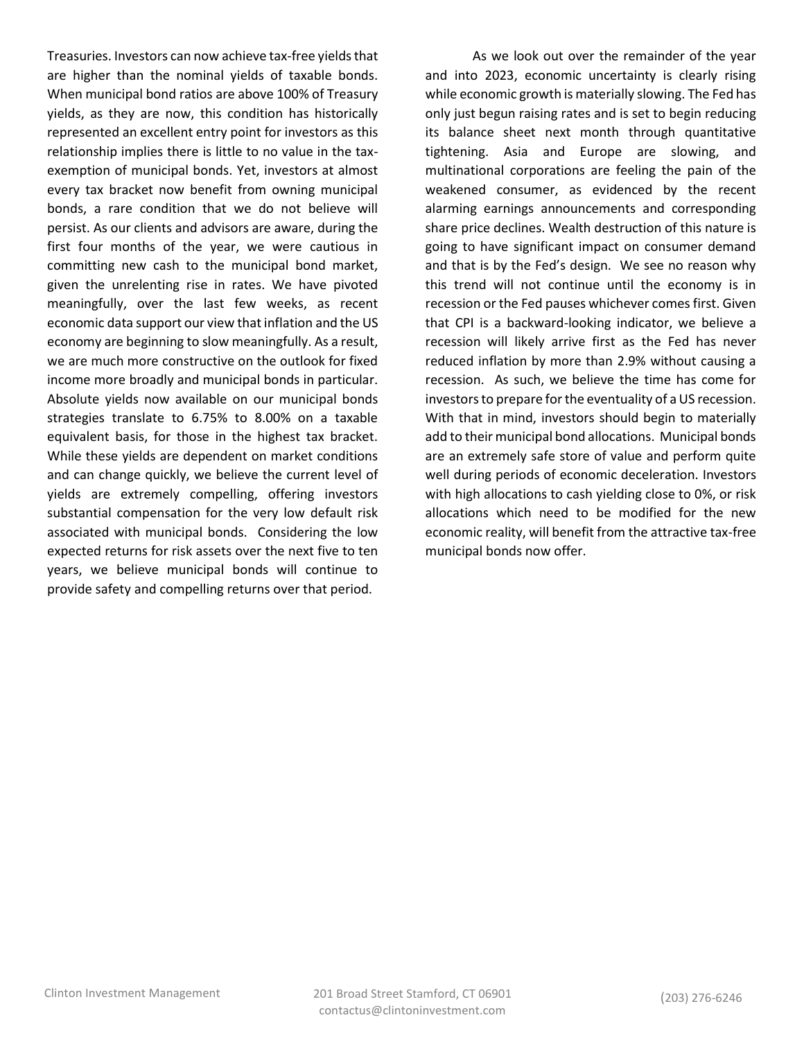Treasuries. Investors can now achieve tax-free yields that are higher than the nominal yields of taxable bonds. When municipal bond ratios are above 100% of Treasury yields, as they are now, this condition has historically represented an excellent entry point for investors as this relationship implies there is little to no value in the tax-exemption of municipal bonds. Yet, investors at almost every tax bracket now benefit from owning municipal bonds, a rare condition that we do not believe will persist. As our clients and advisors are aware, during the first four months of the year, we were cautious in committing new cash to the municipal bond market, given the unrelenting rise in rates. We have pivoted meaningfully, over the last few weeks, as recent economic data support our view that inflation and the US economy are beginning to slow meaningfully. As a result, we are much more constructive on the outlook for fixed income more broadly and municipal bonds in particular. Absolute yields now available on our municipal bonds strategies translate to 6.75% to 8.00% on a taxable equivalent basis, for those in the highest tax bracket. While these yields are dependent on market conditions and can change quickly, we believe the current level of yields are extremely compelling, offering investors substantial compensation for the very low default risk associated with municipal bonds. Considering the low expected returns for risk assets over the next five to ten years, we believe municipal bonds will continue to provide safety and compelling returns over that period.

As we look out over the remainder of the year and into 2023, economic uncertainty is clearly rising while economic growth is materially slowing. The Fed has only just begun raising rates and is set to begin reducing its balance sheet next month through quantitative tightening. Asia and Europe are slowing, and multinational corporations are feeling the pain of the weakened consumer, as evidenced by the recent alarming earnings announcements and corresponding share price declines. Wealth destruction of this nature is going to have significant impact on consumer demand and that is by the Fed's design. We see no reason why this trend will not continue until the economy is in recession or the Fed pauses whichever comes first. Given that CPI is a backward-looking indicator, we believe a recession will likely arrive first as the Fed has never reduced inflation by more than 2.9% without causing a recession. As such, we believe the time has come for investors to prepare for the eventuality of a US recession. With that in mind, investors should begin to materially add to their municipal bond allocations. Municipal bonds are an extremely safe store of value and perform quite well during periods of economic deceleration. Investors with high allocations to cash yielding close to 0%, or risk allocations which need to be modified for the new economic reality, will benefit from the attractive tax-free municipal bonds now offer.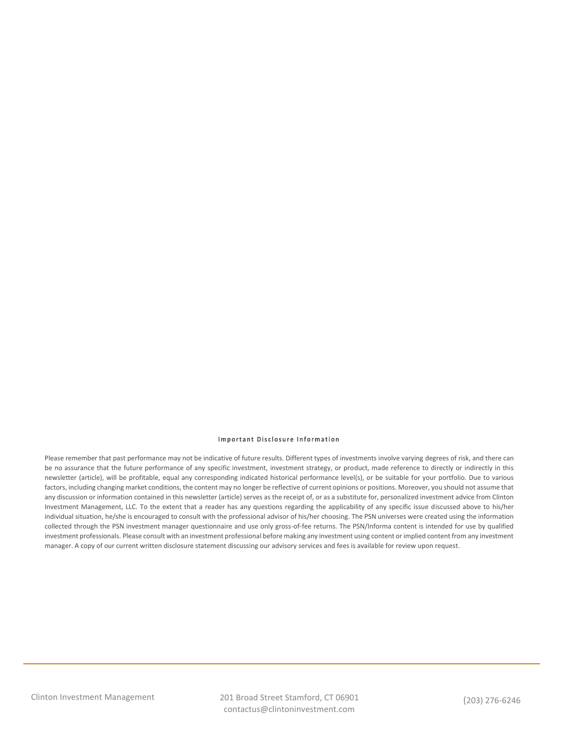**Important Disclosure Information**

Please remember that past performance may not be indicative of future results. Different types of investments involve varying degrees of risk, and there can be no assurance that the future performance of any specific investment, investment strategy, or product, made reference to directly or indirectly in this newsletter (article), will be profitable, equal any corresponding indicated historical performance level(s), or be suitable for your portfolio. Due to various factors, including changing market conditions, the content may no longer be reflective of current opinions or positions. Moreover, you should not assume that any discussion or information contained in this newsletter (article) serves as the receipt of, or as a substitute for, personalized investment advice from Clinton Investment Management, LLC. To the extent that a reader has any questions regarding the applicability of any specific issue discussed above to his/her individual situation, he/she is encouraged to consult with the professional advisor of his/her choosing. The PSN universes were created using the information collected through the PSN investment manager questionnaire and use only gross-of-fee returns. The PSN/Informa content is intended for use by qualified investment professionals. Please consult with an investment professional before making any investment using content or implied content from any investment manager. A copy of our current written disclosure statement discussing our advisory services and fees is available for review upon request.

Clinton Investment Management

201 Broad Street Stamford, CT 06901
contactus@clintoninvestment.com

(203) 276-6246